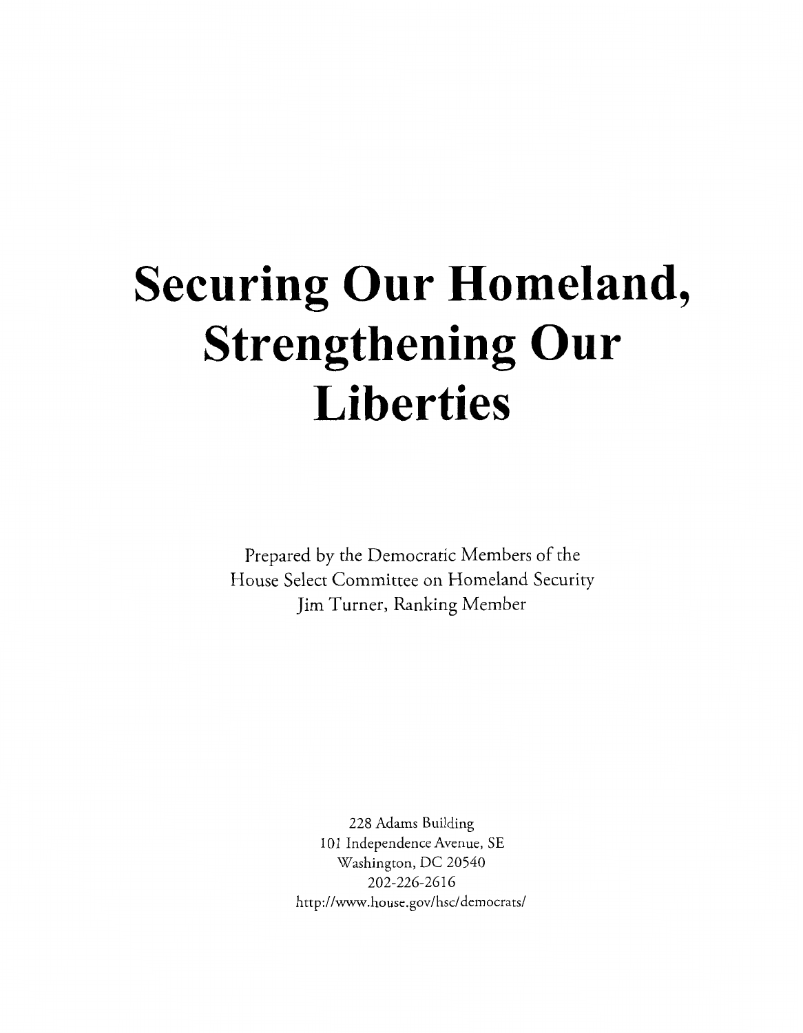# Securing Our Homeland, Strengthening Our Liberties

Prepared by the Democratic Members of the
House Select Committee on Homeland Security
Jim Turner, Ranking Member

228 Adams Building
101 Independence Avenue, SE
Washington, DC 20540
202-226-2616
http://www.house.gov/hsc/democrats/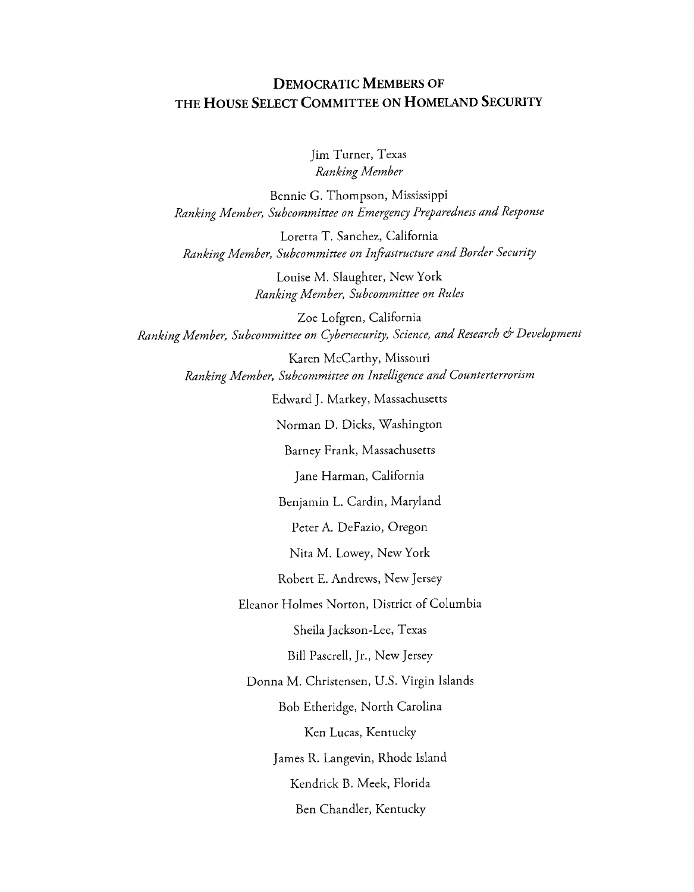## Democratic Members of the House Select Committee on Homeland Security

Jim Turner, Texas
*Ranking Member*

Bennie G. Thompson, Mississippi
*Ranking Member, Subcommittee on Emergency Preparedness and Response*

Loretta T. Sanchez, California
*Ranking Member, Subcommittee on Infrastructure and Border Security*

Louise M. Slaughter, New York
*Ranking Member, Subcommittee on Rules*

Zoe Lofgren, California
*Ranking Member, Subcommittee on Cybersecurity, Science, and Research & Development*

Karen McCarthy, Missouri
*Ranking Member, Subcommittee on Intelligence and Counterterrorism*

Edward J. Markey, Massachusetts

Norman D. Dicks, Washington

Barney Frank, Massachusetts

Jane Harman, California

Benjamin L. Cardin, Maryland

Peter A. DeFazio, Oregon

Nita M. Lowey, New York

Robert E. Andrews, New Jersey

Eleanor Holmes Norton, District of Columbia

Sheila Jackson-Lee, Texas

Bill Pascrell, Jr., New Jersey

Donna M. Christensen, U.S. Virgin Islands

Bob Etheridge, North Carolina

Ken Lucas, Kentucky

James R. Langevin, Rhode Island

Kendrick B. Meek, Florida

Ben Chandler, Kentucky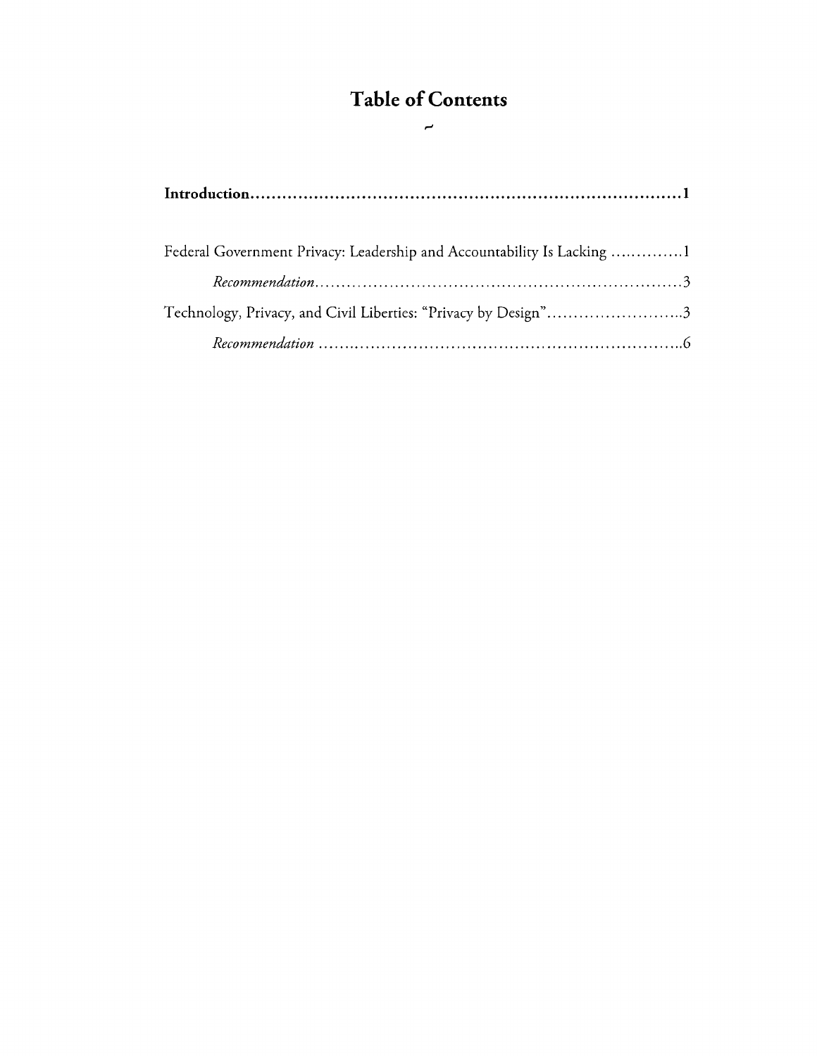# Table of Contents

**Introduction........................................................................................1**

Federal Government Privacy: Leadership and Accountability Is Lacking ..............1

*Recommendation*....................................................................3

Technology, Privacy, and Civil Liberties: "Privacy by Design"..........................3

*Recommendation* ....................................................................6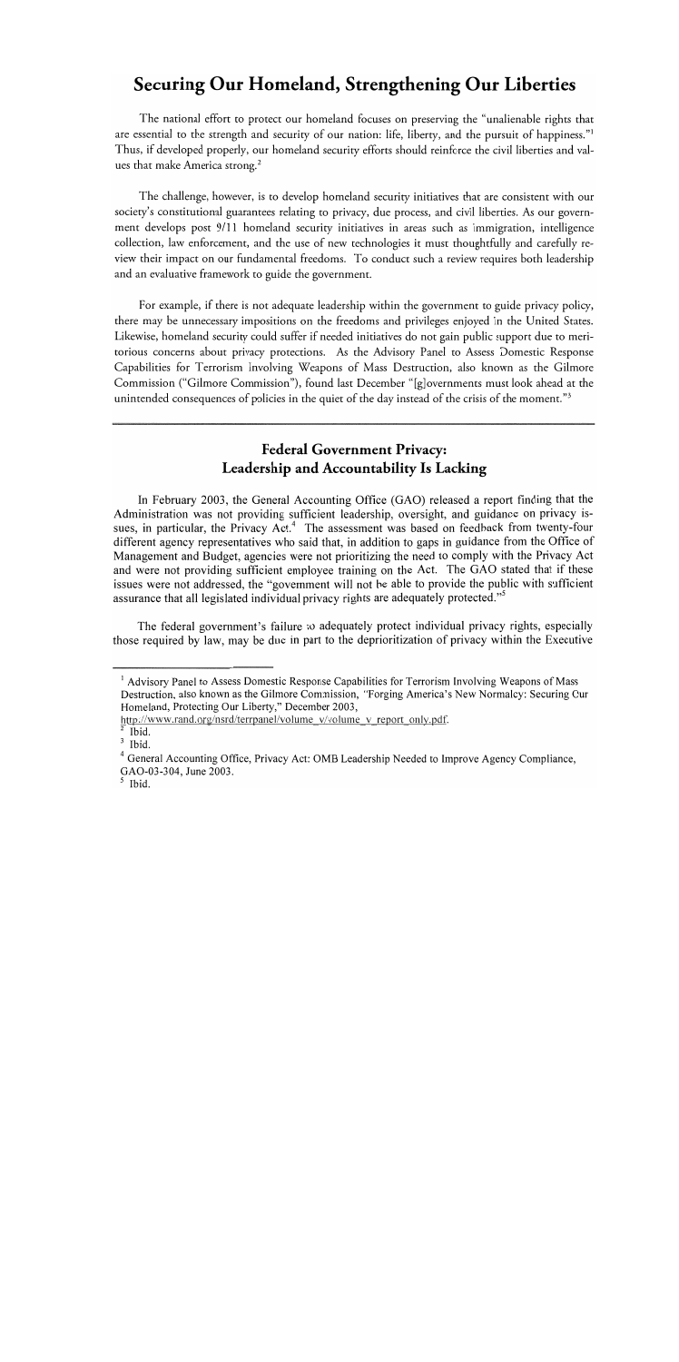# Securing Our Homeland, Strengthening Our Liberties

The national effort to protect our homeland focuses on preserving the "unalienable rights that are essential to the strength and security of our nation: life, liberty, and the pursuit of happiness."[1] Thus, if developed properly, our homeland security efforts should reinforce the civil liberties and values that make America strong.[2]

The challenge, however, is to develop homeland security initiatives that are consistent with our society's constitutional guarantees relating to privacy, due process, and civil liberties. As our government develops post 9/11 homeland security initiatives in areas such as immigration, intelligence collection, law enforcement, and the use of new technologies it must thoughtfully and carefully review their impact on our fundamental freedoms. To conduct such a review requires both leadership and an evaluative framework to guide the government.

For example, if there is not adequate leadership within the government to guide privacy policy, there may be unnecessary impositions on the freedoms and privileges enjoyed in the United States. Likewise, homeland security could suffer if needed initiatives do not gain public support due to meritorious concerns about privacy protections. As the Advisory Panel to Assess Domestic Response Capabilities for Terrorism Involving Weapons of Mass Destruction, also known as the Gilmore Commission ("Gilmore Commission"), found last December "[g]overnments must look ahead at the unintended consequences of policies in the quiet of the day instead of the crisis of the moment."[3]

## Federal Government Privacy: Leadership and Accountability Is Lacking

In February 2003, the General Accounting Office (GAO) released a report finding that the Administration was not providing sufficient leadership, oversight, and guidance on privacy issues, in particular, the Privacy Act.[4] The assessment was based on feedback from twenty-four different agency representatives who said that, in addition to gaps in guidance from the Office of Management and Budget, agencies were not prioritizing the need to comply with the Privacy Act and were not providing sufficient employee training on the Act. The GAO stated that if these issues were not addressed, the "government will not be able to provide the public with sufficient assurance that all legislated individual privacy rights are adequately protected."[5]

The federal government's failure to adequately protect individual privacy rights, especially those required by law, may be due in part to the deprioritization of privacy within the Executive

---

[1] Advisory Panel to Assess Domestic Response Capabilities for Terrorism Involving Weapons of Mass Destruction, also known as the Gilmore Commission, "Forging America's New Normalcy: Securing Our Homeland, Protecting Our Liberty," December 2003, http://www.rand.org/nsrd/terrpanel/volume_v/volume_v_report_only.pdf.

[2] Ibid.

[3] Ibid.

[4] General Accounting Office, Privacy Act: OMB Leadership Needed to Improve Agency Compliance, GAO-03-304, June 2003.

[5] Ibid.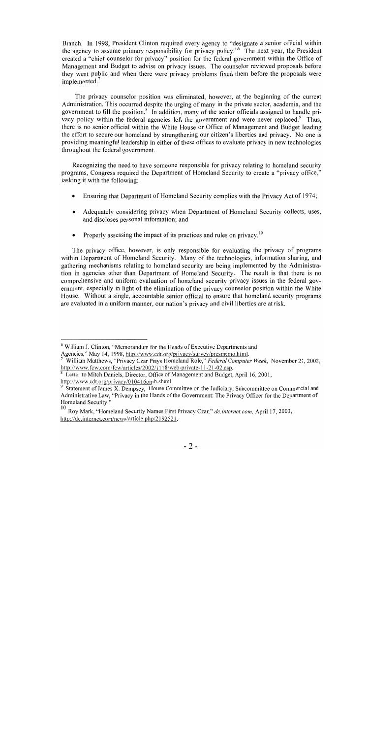Branch. In 1998, President Clinton required every agency to "designate a senior official within the agency to assume primary responsibility for privacy policy."[6] The next year, the President created a "chief counselor for privacy" position for the federal government within the Office of Management and Budget to advise on privacy issues. The counselor reviewed proposals before they went public and when there were privacy problems fixed them before the proposals were implemented.[7]

The privacy counselor position was eliminated, however, at the beginning of the current Administration. This occurred despite the urging of many in the private sector, academia, and the government to fill the position.[8] In addition, many of the senior officials assigned to handle privacy policy within the federal agencies left the government and were never replaced.[9] Thus, there is no senior official within the White House or Office of Management and Budget leading the effort to secure our homeland by strengthening our citizen's liberties and privacy. No one is providing meaningful leadership in either of these offices to evaluate privacy in new technologies throughout the federal government.

Recognizing the need to have someone responsible for privacy relating to homeland security programs, Congress required the Department of Homeland Security to create a "privacy office," tasking it with the following:

- Ensuring that Department of Homeland Security complies with the Privacy Act of 1974;
- Adequately considering privacy when Department of Homeland Security collects, uses, and discloses personal information; and
- Properly assessing the impact of its practices and rules on privacy.[10]

The privacy office, however, is only responsible for evaluating the privacy of programs within Department of Homeland Security. Many of the technologies, information sharing, and gathering mechanisms relating to homeland security are being implemented by the Administration in agencies other than Department of Homeland Security. The result is that there is no comprehensive and uniform evaluation of homeland security privacy issues in the federal government, especially in light of the elimination of the privacy counselor position within the White House. Without a single, accountable senior official to ensure that homeland security programs are evaluated in a uniform manner, our nation's privacy and civil liberties are at risk.

---

[6] William J. Clinton, "Memorandum for the Heads of Executive Departments and Agencies," May 14, 1998, http://www.cdt.org/privacy/survey/presmemo.html.

[7] William Matthews, "Privacy Czar Plays Homeland Role," *Federal Computer Week*, November 21, 2002, http://www.fcw.com/fcw/articles/2002/1118/web-private-11-21-02.asp.

[8] Letter to Mitch Daniels, Director, Office of Management and Budget, April 16, 2001, http://www.cdt.org/privacy/010416omb.shtml.

[9] Statement of James X. Dempsey, House Committee on the Judiciary, Subcommittee on Commercial and Administrative Law, "Privacy in the Hands of the Government: The Privacy Officer for the Department of Homeland Security."

[10] Roy Mark, "Homeland Security Names First Privacy Czar," *dc.internet.com*, April 17, 2003, http://dc.internet.com/news/article.php/2192521.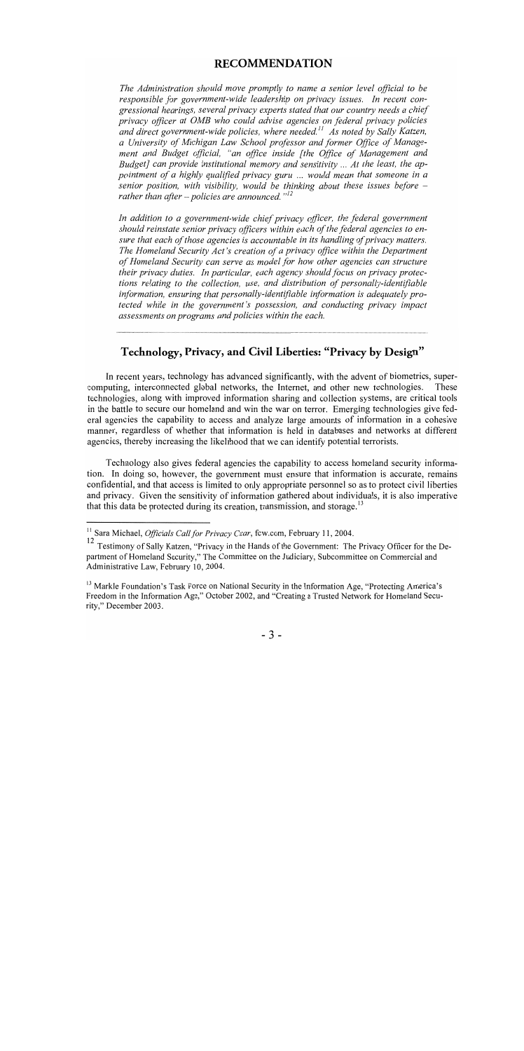## RECOMMENDATION

*The Administration should move promptly to name a senior level official to be responsible for government-wide leadership on privacy issues. In recent congressional hearings, several privacy experts stated that our country needs a chief privacy officer at OMB who could advise agencies on federal privacy policies and direct government-wide policies, where needed.[11] As noted by Sally Katzen, a University of Michigan Law School professor and former Office of Management and Budget official, "an office inside [the Office of Management and Budget] can provide institutional memory and sensitivity ... At the least, the appointment of a highly qualified privacy guru ... would mean that someone in a senior position, with visibility, would be thinking about these issues before – rather than after – policies are announced."[12]*

*In addition to a government-wide chief privacy officer, the federal government should reinstate senior privacy officers within each of the federal agencies to ensure that each of those agencies is accountable in its handling of privacy matters. The Homeland Security Act's creation of a privacy office within the Department of Homeland Security can serve as model for how other agencies can structure their privacy duties. In particular, each agency should focus on privacy protections relating to the collection, use, and distribution of personally-identifiable information, ensuring that personally-identifiable information is adequately protected while in the government's possession, and conducting privacy impact assessments on programs and policies within the each.*

## Technology, Privacy, and Civil Liberties: "Privacy by Design"

In recent years, technology has advanced significantly, with the advent of biometrics, supercomputing, interconnected global networks, the Internet, and other new technologies. These technologies, along with improved information sharing and collection systems, are critical tools in the battle to secure our homeland and win the war on terror. Emerging technologies give federal agencies the capability to access and analyze large amounts of information in a cohesive manner, regardless of whether that information is held in databases and networks at different agencies, thereby increasing the likelihood that we can identify potential terrorists.

Technology also gives federal agencies the capability to access homeland security information. In doing so, however, the government must ensure that information is accurate, remains confidential, and that access is limited to only appropriate personnel so as to protect civil liberties and privacy. Given the sensitivity of information gathered about individuals, it is also imperative that this data be protected during its creation, transmission, and storage.[13]

---

[11] Sara Michael, *Officials Call for Privacy Czar*, fcw.com, February 11, 2004.

[12] Testimony of Sally Katzen, "Privacy in the Hands of the Government: The Privacy Officer for the Department of Homeland Security," The Committee on the Judiciary, Subcommittee on Commercial and Administrative Law, February 10, 2004.

[13] Markle Foundation's Task Force on National Security in the Information Age, "Protecting America's Freedom in the Information Age," October 2002, and "Creating a Trusted Network for Homeland Security," December 2003.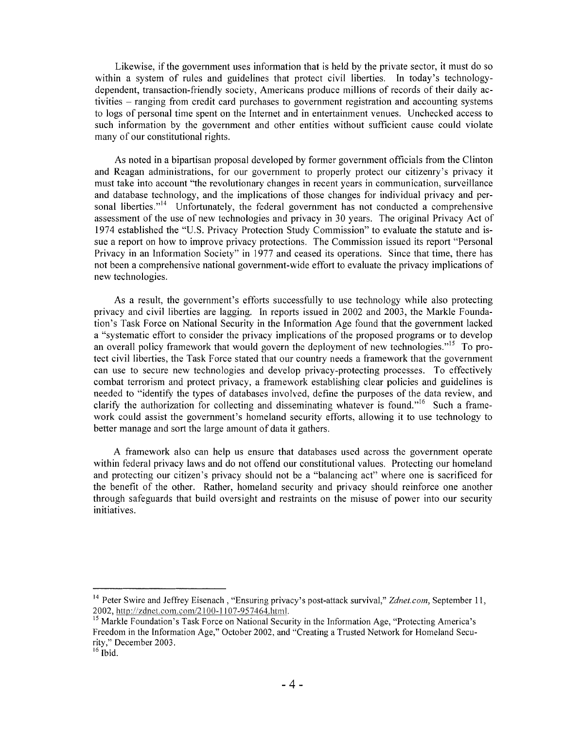Likewise, if the government uses information that is held by the private sector, it must do so within a system of rules and guidelines that protect civil liberties. In today's technology-dependent, transaction-friendly society, Americans produce millions of records of their daily activities – ranging from credit card purchases to government registration and accounting systems to logs of personal time spent on the Internet and in entertainment venues. Unchecked access to such information by the government and other entities without sufficient cause could violate many of our constitutional rights.

As noted in a bipartisan proposal developed by former government officials from the Clinton and Reagan administrations, for our government to properly protect our citizenry's privacy it must take into account "the revolutionary changes in recent years in communication, surveillance and database technology, and the implications of those changes for individual privacy and personal liberties."[14] Unfortunately, the federal government has not conducted a comprehensive assessment of the use of new technologies and privacy in 30 years. The original Privacy Act of 1974 established the "U.S. Privacy Protection Study Commission" to evaluate the statute and issue a report on how to improve privacy protections. The Commission issued its report "Personal Privacy in an Information Society" in 1977 and ceased its operations. Since that time, there has not been a comprehensive national government-wide effort to evaluate the privacy implications of new technologies.

As a result, the government's efforts successfully to use technology while also protecting privacy and civil liberties are lagging. In reports issued in 2002 and 2003, the Markle Foundation's Task Force on National Security in the Information Age found that the government lacked a "systematic effort to consider the privacy implications of the proposed programs or to develop an overall policy framework that would govern the deployment of new technologies."[15] To protect civil liberties, the Task Force stated that our country needs a framework that the government can use to secure new technologies and develop privacy-protecting processes. To effectively combat terrorism and protect privacy, a framework establishing clear policies and guidelines is needed to "identify the types of databases involved, define the purposes of the data review, and clarify the authorization for collecting and disseminating whatever is found."[16] Such a framework could assist the government's homeland security efforts, allowing it to use technology to better manage and sort the large amount of data it gathers.

A framework also can help us ensure that databases used across the government operate within federal privacy laws and do not offend our constitutional values. Protecting our homeland and protecting our citizen's privacy should not be a "balancing act" where one is sacrificed for the benefit of the other. Rather, homeland security and privacy should reinforce one another through safeguards that build oversight and restraints on the misuse of power into our security initiatives.

---

[14] Peter Swire and Jeffrey Eisenach , "Ensuring privacy's post-attack survival," *Zdnet.com*, September 11, 2002, http://zdnet.com.com/2100-1107-957464.html.

[15] Markle Foundation's Task Force on National Security in the Information Age, "Protecting America's Freedom in the Information Age," October 2002, and "Creating a Trusted Network for Homeland Security," December 2003.

[16] Ibid.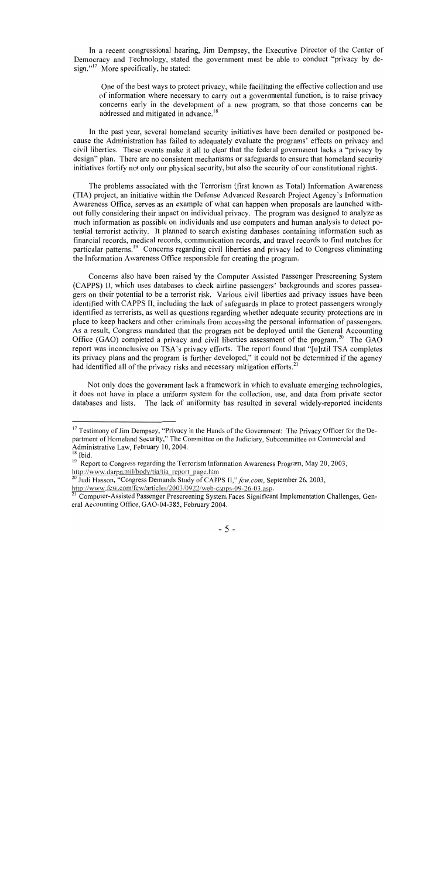In a recent congressional hearing, Jim Dempsey, the Executive Director of the Center of Democracy and Technology, stated the government must be able to conduct "privacy by design."[17] More specifically, he stated:

> One of the best ways to protect privacy, while facilitating the effective collection and use of information where necessary to carry out a governmental function, is to raise privacy concerns early in the development of a new program, so that those concerns can be addressed and mitigated in advance.[18]

In the past year, several homeland security initiatives have been derailed or postponed because the Administration has failed to adequately evaluate the programs' effects on privacy and civil liberties. These events make it all to clear that the federal government lacks a "privacy by design" plan. There are no consistent mechanisms or safeguards to ensure that homeland security initiatives fortify not only our physical security, but also the security of our constitutional rights.

The problems associated with the Terrorism (first known as Total) Information Awareness (TIA) project, an initiative within the Defense Advanced Research Project Agency's Information Awareness Office, serves as an example of what can happen when proposals are launched without fully considering their impact on individual privacy. The program was designed to analyze as much information as possible on individuals and use computers and human analysis to detect potential terrorist activity. It planned to search existing databases containing information such as financial records, medical records, communication records, and travel records to find matches for particular patterns.[19] Concerns regarding civil liberties and privacy led to Congress eliminating the Information Awareness Office responsible for creating the program.

Concerns also have been raised by the Computer Assisted Passenger Prescreening System (CAPPS) II, which uses databases to check airline passengers' backgrounds and scores passengers on their potential to be a terrorist risk. Various civil liberties and privacy issues have been identified with CAPPS II, including the lack of safeguards in place to protect passengers wrongly identified as terrorists, as well as questions regarding whether adequate security protections are in place to keep hackers and other criminals from accessing the personal information of passengers. As a result, Congress mandated that the program not be deployed until the General Accounting Office (GAO) completed a privacy and civil liberties assessment of the program.[20] The GAO report was inconclusive on TSA's privacy efforts. The report found that "[u]ntil TSA completes its privacy plans and the program is further developed," it could not be determined if the agency had identified all of the privacy risks and necessary mitigation efforts.[21]

Not only does the government lack a framework in which to evaluate emerging technologies, it does not have in place a uniform system for the collection, use, and data from private sector databases and lists. The lack of uniformity has resulted in several widely-reported incidents

---

[17] Testimony of Jim Dempsey, "Privacy in the Hands of the Government: The Privacy Officer for the Department of Homeland Security," The Committee on the Judiciary, Subcommittee on Commercial and Administrative Law, February 10, 2004.

[18] Ibid.

[19] Report to Congress regarding the Terrorism Information Awareness Program, May 20, 2003, http://www.darpa.mil/body/tia/tia_report_page.htm

[20] Judi Hasson, "Congress Demands Study of CAPPS II," *fcw.com*, September 26, 2003, http://www.fcw.com/fcw/articles/2003/0922/web-capps-09-26-03.asp.

[21] Computer-Assisted Passenger Prescreening System Faces Significant Implementation Challenges, General Accounting Office, GAO-04-385, February 2004.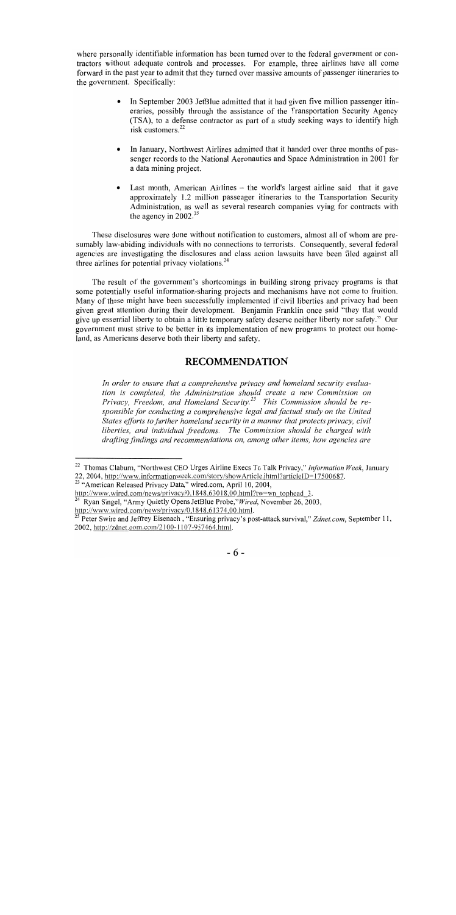where personally identifiable information has been turned over to the federal government or contractors without adequate controls and processes. For example, three airlines have all come forward in the past year to admit that they turned over massive amounts of passenger itineraries to the government. Specifically:

- In September 2003 JetBlue admitted that it had given five million passenger itineraries, possibly through the assistance of the Transportation Security Agency (TSA), to a defense contractor as part of a study seeking ways to identify high risk customers.[22]
- In January, Northwest Airlines admitted that it handed over three months of passenger records to the National Aeronautics and Space Administration in 2001 for a data mining project.
- Last month, American Airlines – the world's largest airline said that it gave approximately 1.2 million passenger itineraries to the Transportation Security Administration, as well as several research companies vying for contracts with the agency in 2002.[23]

These disclosures were done without notification to customers, almost all of whom are presumably law-abiding individuals with no connections to terrorists. Consequently, several federal agencies are investigating the disclosures and class action lawsuits have been filed against all three airlines for potential privacy violations.[24]

The result of the government's shortcomings in building strong privacy programs is that some potentially useful information-sharing projects and mechanisms have not come to fruition. Many of these might have been successfully implemented if civil liberties and privacy had been given great attention during their development. Benjamin Franklin once said "they that would give up essential liberty to obtain a little temporary safety deserve neither liberty nor safety." Our government must strive to be better in its implementation of new programs to protect our homeland, as Americans deserve both their liberty and safety.

## RECOMMENDATION

*In order to ensure that a comprehensive privacy and homeland security evaluation is completed, the Administration should create a new Commission on Privacy, Freedom, and Homeland Security.[25] This Commission should be responsible for conducting a comprehensive legal and factual study on the United States efforts to further homeland security in a manner that protects privacy, civil liberties, and individual freedoms. The Commission should be charged with drafting findings and recommendations on, among other items, how agencies are*

---

[22] Thomas Claburn, "Northwest CEO Urges Airline Execs To Talk Privacy," *Information Week*, January 22, 2004, http://www.informationweek.com/story/showArticle.jhtml?articleID=17500687.

[23] "American Released Privacy Data," wired.com, April 10, 2004, http://www.wired.com/news/privacy/0,1848,63018,00.html?tw=wn_tophead_3.

[24] Ryan Singel, "Army Quietly Opens JetBlue Probe," *Wired*, November 26, 2003, http://www.wired.com/news/privacy/0,1848,61374,00.html.

[25] Peter Swire and Jeffrey Eisenach , "Ensuring privacy's post-attack survival," *Zdnet.com*, September 11, 2002, http://zdnet.com.com/2100-1107-957464.html.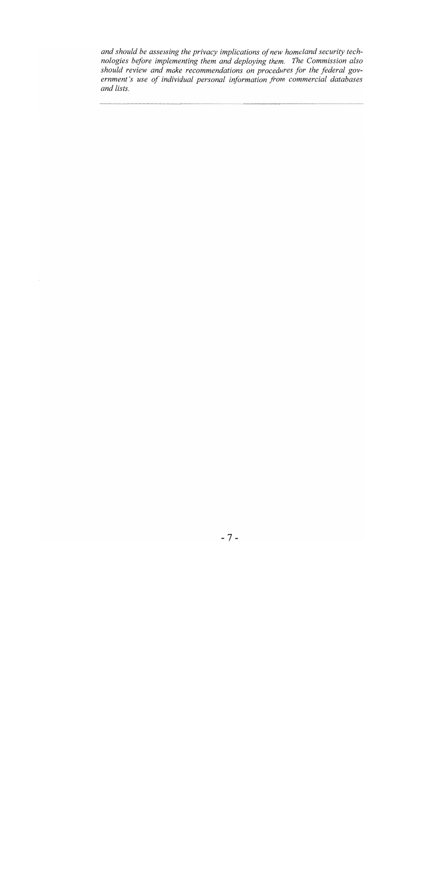*and should be assessing the privacy implications of new homeland security technologies before implementing them and deploying them. The Commission also should review and make recommendations on procedures for the federal government's use of individual personal information from commercial databases and lists.*

---